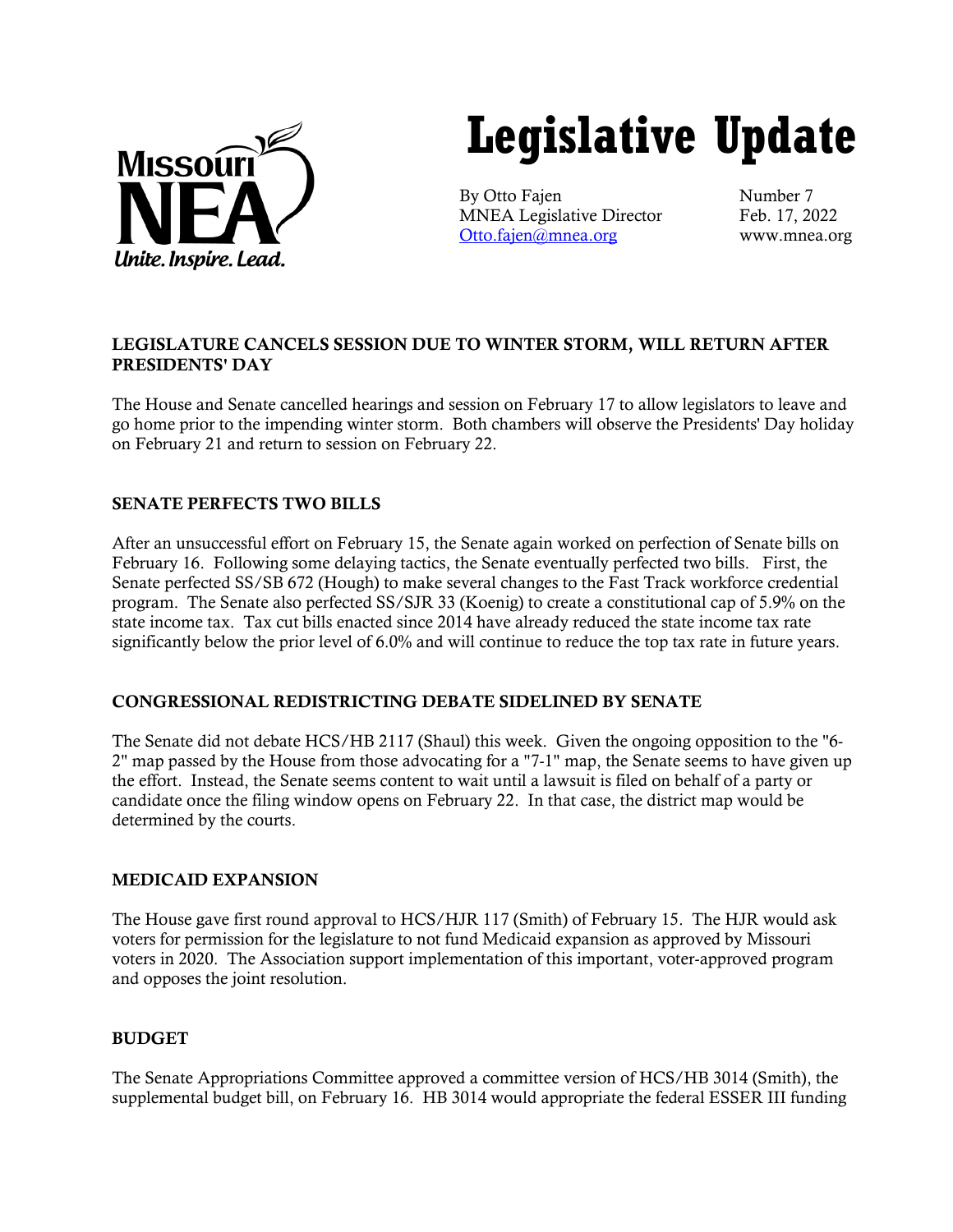Missouri NEA

*Unite. Inspire. Lead.*

# Legislative Update

By Otto Fajen
MNEA Legislative Director
Otto.fajen@mnea.org

Number 7
Feb. 17, 2022
www.mnea.org

## LEGISLATURE CANCELS SESSION DUE TO WINTER STORM, WILL RETURN AFTER PRESIDENTS' DAY

The House and Senate cancelled hearings and session on February 17 to allow legislators to leave and go home prior to the impending winter storm. Both chambers will observe the Presidents' Day holiday on February 21 and return to session on February 22.

## SENATE PERFECTS TWO BILLS

After an unsuccessful effort on February 15, the Senate again worked on perfection of Senate bills on February 16. Following some delaying tactics, the Senate eventually perfected two bills. First, the Senate perfected SS/SB 672 (Hough) to make several changes to the Fast Track workforce credential program. The Senate also perfected SS/SJR 33 (Koenig) to create a constitutional cap of 5.9% on the state income tax. Tax cut bills enacted since 2014 have already reduced the state income tax rate significantly below the prior level of 6.0% and will continue to reduce the top tax rate in future years.

## CONGRESSIONAL REDISTRICTING DEBATE SIDELINED BY SENATE

The Senate did not debate HCS/HB 2117 (Shaul) this week. Given the ongoing opposition to the "6-2" map passed by the House from those advocating for a "7-1" map, the Senate seems to have given up the effort. Instead, the Senate seems content to wait until a lawsuit is filed on behalf of a party or candidate once the filing window opens on February 22. In that case, the district map would be determined by the courts.

## MEDICAID EXPANSION

The House gave first round approval to HCS/HJR 117 (Smith) of February 15. The HJR would ask voters for permission for the legislature to not fund Medicaid expansion as approved by Missouri voters in 2020. The Association support implementation of this important, voter-approved program and opposes the joint resolution.

## BUDGET

The Senate Appropriations Committee approved a committee version of HCS/HB 3014 (Smith), the supplemental budget bill, on February 16. HB 3014 would appropriate the federal ESSER III funding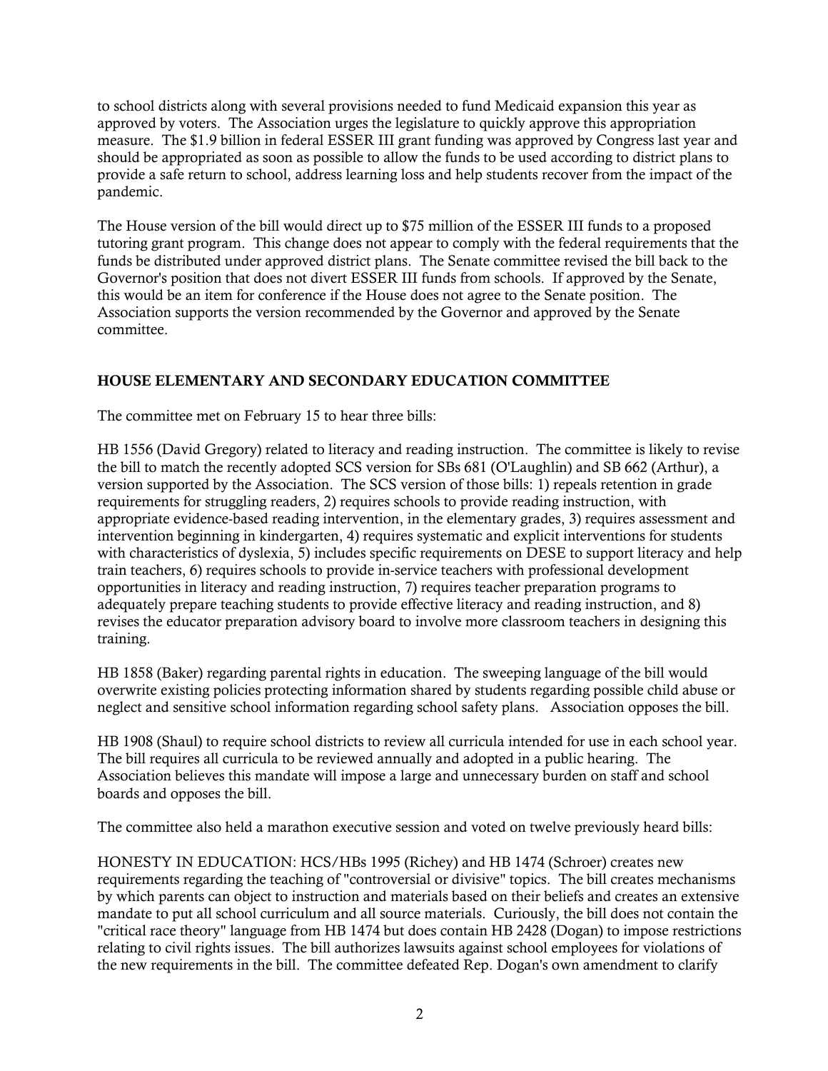to school districts along with several provisions needed to fund Medicaid expansion this year as approved by voters. The Association urges the legislature to quickly approve this appropriation measure. The $1.9 billion in federal ESSER III grant funding was approved by Congress last year and should be appropriated as soon as possible to allow the funds to be used according to district plans to provide a safe return to school, address learning loss and help students recover from the impact of the pandemic.

The House version of the bill would direct up to $75 million of the ESSER III funds to a proposed tutoring grant program. This change does not appear to comply with the federal requirements that the funds be distributed under approved district plans. The Senate committee revised the bill back to the Governor's position that does not divert ESSER III funds from schools. If approved by the Senate, this would be an item for conference if the House does not agree to the Senate position. The Association supports the version recommended by the Governor and approved by the Senate committee.

## HOUSE ELEMENTARY AND SECONDARY EDUCATION COMMITTEE

The committee met on February 15 to hear three bills:

HB 1556 (David Gregory) related to literacy and reading instruction. The committee is likely to revise the bill to match the recently adopted SCS version for SBs 681 (O'Laughlin) and SB 662 (Arthur), a version supported by the Association. The SCS version of those bills: 1) repeals retention in grade requirements for struggling readers, 2) requires schools to provide reading instruction, with appropriate evidence-based reading intervention, in the elementary grades, 3) requires assessment and intervention beginning in kindergarten, 4) requires systematic and explicit interventions for students with characteristics of dyslexia, 5) includes specific requirements on DESE to support literacy and help train teachers, 6) requires schools to provide in-service teachers with professional development opportunities in literacy and reading instruction, 7) requires teacher preparation programs to adequately prepare teaching students to provide effective literacy and reading instruction, and 8) revises the educator preparation advisory board to involve more classroom teachers in designing this training.

HB 1858 (Baker) regarding parental rights in education. The sweeping language of the bill would overwrite existing policies protecting information shared by students regarding possible child abuse or neglect and sensitive school information regarding school safety plans. Association opposes the bill.

HB 1908 (Shaul) to require school districts to review all curricula intended for use in each school year. The bill requires all curricula to be reviewed annually and adopted in a public hearing. The Association believes this mandate will impose a large and unnecessary burden on staff and school boards and opposes the bill.

The committee also held a marathon executive session and voted on twelve previously heard bills:

HONESTY IN EDUCATION: HCS/HBs 1995 (Richey) and HB 1474 (Schroer) creates new requirements regarding the teaching of "controversial or divisive" topics. The bill creates mechanisms by which parents can object to instruction and materials based on their beliefs and creates an extensive mandate to put all school curriculum and all source materials. Curiously, the bill does not contain the "critical race theory" language from HB 1474 but does contain HB 2428 (Dogan) to impose restrictions relating to civil rights issues. The bill authorizes lawsuits against school employees for violations of the new requirements in the bill. The committee defeated Rep. Dogan's own amendment to clarify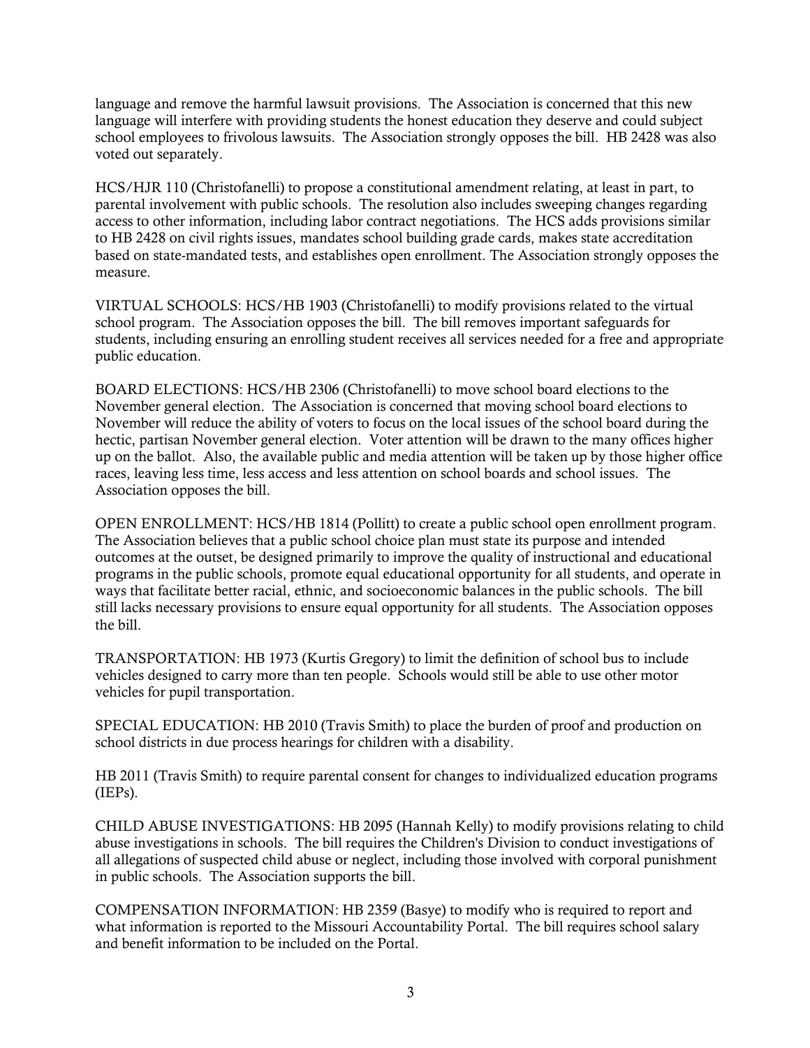language and remove the harmful lawsuit provisions. The Association is concerned that this new language will interfere with providing students the honest education they deserve and could subject school employees to frivolous lawsuits. The Association strongly opposes the bill. HB 2428 was also voted out separately.

HCS/HJR 110 (Christofanelli) to propose a constitutional amendment relating, at least in part, to parental involvement with public schools. The resolution also includes sweeping changes regarding access to other information, including labor contract negotiations. The HCS adds provisions similar to HB 2428 on civil rights issues, mandates school building grade cards, makes state accreditation based on state-mandated tests, and establishes open enrollment. The Association strongly opposes the measure.

VIRTUAL SCHOOLS: HCS/HB 1903 (Christofanelli) to modify provisions related to the virtual school program. The Association opposes the bill. The bill removes important safeguards for students, including ensuring an enrolling student receives all services needed for a free and appropriate public education.

BOARD ELECTIONS: HCS/HB 2306 (Christofanelli) to move school board elections to the November general election. The Association is concerned that moving school board elections to November will reduce the ability of voters to focus on the local issues of the school board during the hectic, partisan November general election. Voter attention will be drawn to the many offices higher up on the ballot. Also, the available public and media attention will be taken up by those higher office races, leaving less time, less access and less attention on school boards and school issues. The Association opposes the bill.

OPEN ENROLLMENT: HCS/HB 1814 (Pollitt) to create a public school open enrollment program. The Association believes that a public school choice plan must state its purpose and intended outcomes at the outset, be designed primarily to improve the quality of instructional and educational programs in the public schools, promote equal educational opportunity for all students, and operate in ways that facilitate better racial, ethnic, and socioeconomic balances in the public schools. The bill still lacks necessary provisions to ensure equal opportunity for all students. The Association opposes the bill.

TRANSPORTATION: HB 1973 (Kurtis Gregory) to limit the definition of school bus to include vehicles designed to carry more than ten people. Schools would still be able to use other motor vehicles for pupil transportation.

SPECIAL EDUCATION: HB 2010 (Travis Smith) to place the burden of proof and production on school districts in due process hearings for children with a disability.

HB 2011 (Travis Smith) to require parental consent for changes to individualized education programs (IEPs).

CHILD ABUSE INVESTIGATIONS: HB 2095 (Hannah Kelly) to modify provisions relating to child abuse investigations in schools. The bill requires the Children's Division to conduct investigations of all allegations of suspected child abuse or neglect, including those involved with corporal punishment in public schools. The Association supports the bill.

COMPENSATION INFORMATION: HB 2359 (Basye) to modify who is required to report and what information is reported to the Missouri Accountability Portal. The bill requires school salary and benefit information to be included on the Portal.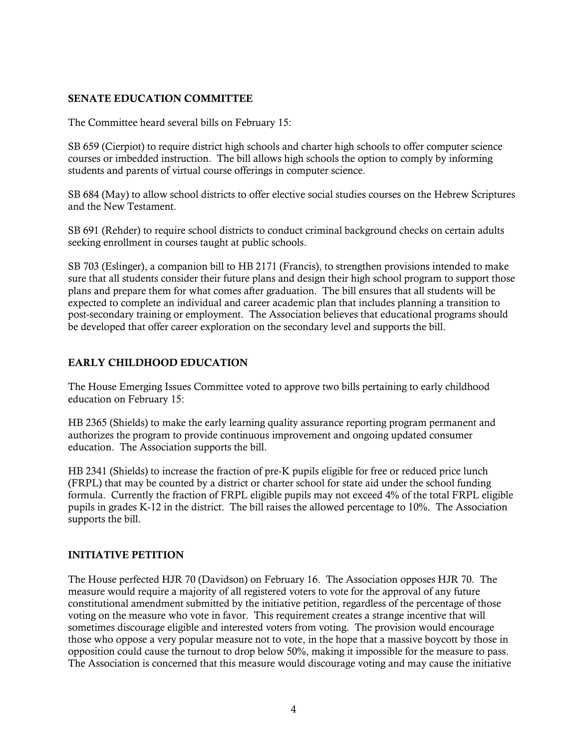## SENATE EDUCATION COMMITTEE

The Committee heard several bills on February 15:

SB 659 (Cierpiot) to require district high schools and charter high schools to offer computer science courses or imbedded instruction. The bill allows high schools the option to comply by informing students and parents of virtual course offerings in computer science.

SB 684 (May) to allow school districts to offer elective social studies courses on the Hebrew Scriptures and the New Testament.

SB 691 (Rehder) to require school districts to conduct criminal background checks on certain adults seeking enrollment in courses taught at public schools.

SB 703 (Eslinger), a companion bill to HB 2171 (Francis), to strengthen provisions intended to make sure that all students consider their future plans and design their high school program to support those plans and prepare them for what comes after graduation. The bill ensures that all students will be expected to complete an individual and career academic plan that includes planning a transition to post-secondary training or employment. The Association believes that educational programs should be developed that offer career exploration on the secondary level and supports the bill.

## EARLY CHILDHOOD EDUCATION

The House Emerging Issues Committee voted to approve two bills pertaining to early childhood education on February 15:

HB 2365 (Shields) to make the early learning quality assurance reporting program permanent and authorizes the program to provide continuous improvement and ongoing updated consumer education. The Association supports the bill.

HB 2341 (Shields) to increase the fraction of pre-K pupils eligible for free or reduced price lunch (FRPL) that may be counted by a district or charter school for state aid under the school funding formula. Currently the fraction of FRPL eligible pupils may not exceed 4% of the total FRPL eligible pupils in grades K-12 in the district. The bill raises the allowed percentage to 10%. The Association supports the bill.

## INITIATIVE PETITION

The House perfected HJR 70 (Davidson) on February 16. The Association opposes HJR 70. The measure would require a majority of all registered voters to vote for the approval of any future constitutional amendment submitted by the initiative petition, regardless of the percentage of those voting on the measure who vote in favor. This requirement creates a strange incentive that will sometimes discourage eligible and interested voters from voting. The provision would encourage those who oppose a very popular measure not to vote, in the hope that a massive boycott by those in opposition could cause the turnout to drop below 50%, making it impossible for the measure to pass. The Association is concerned that this measure would discourage voting and may cause the initiative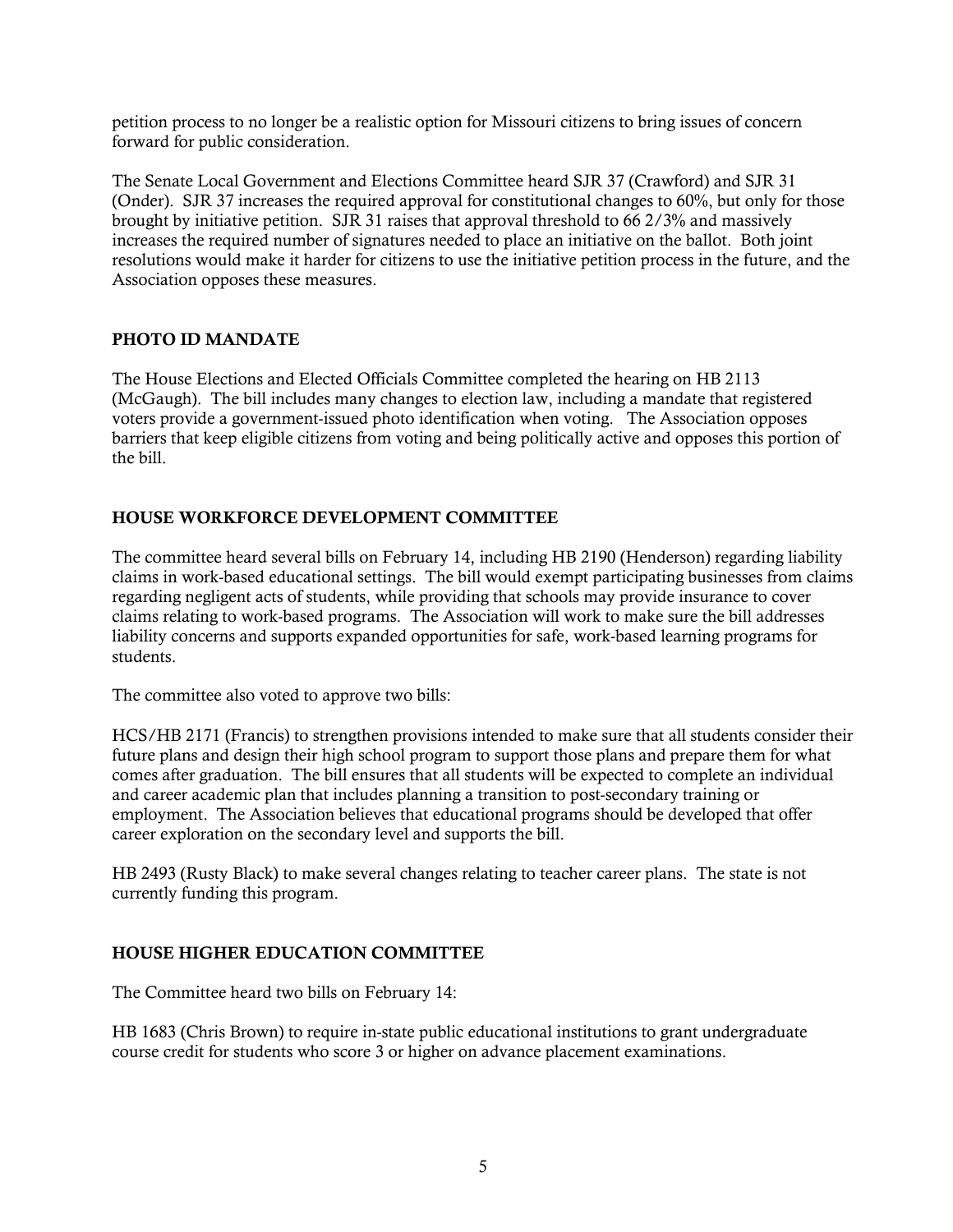petition process to no longer be a realistic option for Missouri citizens to bring issues of concern forward for public consideration.

The Senate Local Government and Elections Committee heard SJR 37 (Crawford) and SJR 31 (Onder). SJR 37 increases the required approval for constitutional changes to 60%, but only for those brought by initiative petition. SJR 31 raises that approval threshold to 66 2/3% and massively increases the required number of signatures needed to place an initiative on the ballot. Both joint resolutions would make it harder for citizens to use the initiative petition process in the future, and the Association opposes these measures.

## PHOTO ID MANDATE

The House Elections and Elected Officials Committee completed the hearing on HB 2113 (McGaugh). The bill includes many changes to election law, including a mandate that registered voters provide a government-issued photo identification when voting. The Association opposes barriers that keep eligible citizens from voting and being politically active and opposes this portion of the bill.

## HOUSE WORKFORCE DEVELOPMENT COMMITTEE

The committee heard several bills on February 14, including HB 2190 (Henderson) regarding liability claims in work-based educational settings. The bill would exempt participating businesses from claims regarding negligent acts of students, while providing that schools may provide insurance to cover claims relating to work-based programs. The Association will work to make sure the bill addresses liability concerns and supports expanded opportunities for safe, work-based learning programs for students.

The committee also voted to approve two bills:

HCS/HB 2171 (Francis) to strengthen provisions intended to make sure that all students consider their future plans and design their high school program to support those plans and prepare them for what comes after graduation. The bill ensures that all students will be expected to complete an individual and career academic plan that includes planning a transition to post-secondary training or employment. The Association believes that educational programs should be developed that offer career exploration on the secondary level and supports the bill.

HB 2493 (Rusty Black) to make several changes relating to teacher career plans. The state is not currently funding this program.

## HOUSE HIGHER EDUCATION COMMITTEE

The Committee heard two bills on February 14:

HB 1683 (Chris Brown) to require in-state public educational institutions to grant undergraduate course credit for students who score 3 or higher on advance placement examinations.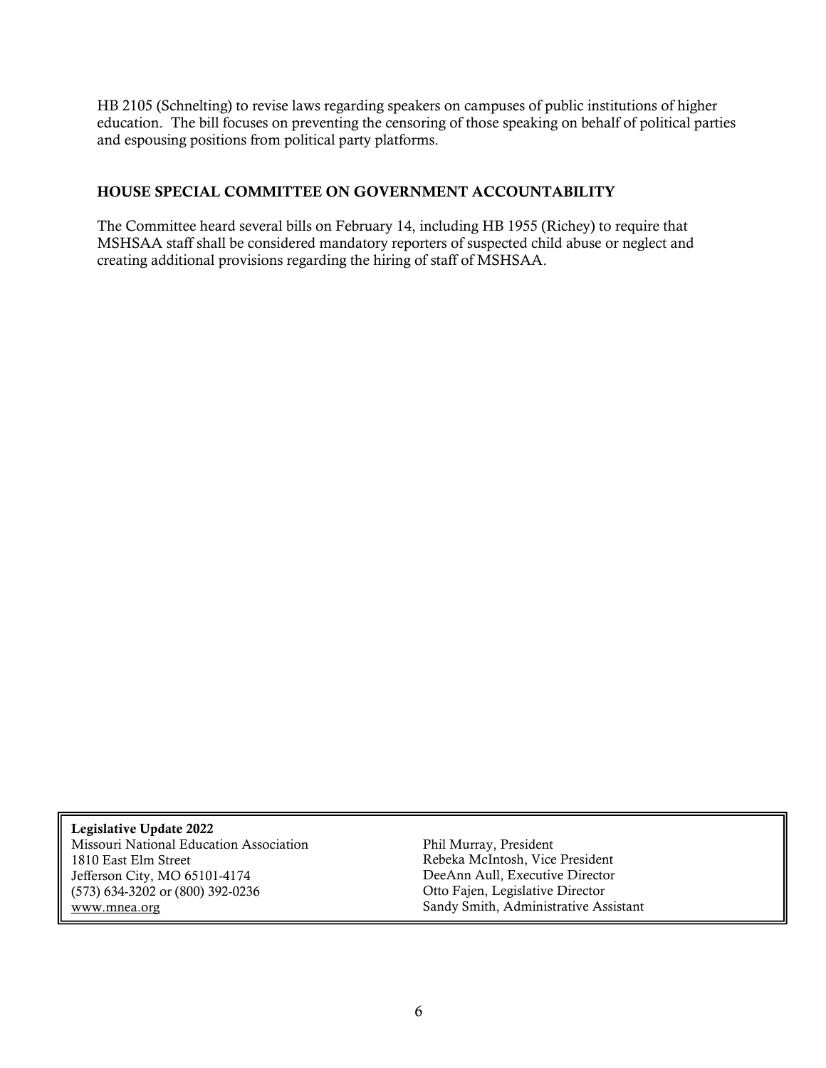HB 2105 (Schnelting) to revise laws regarding speakers on campuses of public institutions of higher education. The bill focuses on preventing the censoring of those speaking on behalf of political parties and espousing positions from political party platforms.

## HOUSE SPECIAL COMMITTEE ON GOVERNMENT ACCOUNTABILITY

The Committee heard several bills on February 14, including HB 1955 (Richey) to require that MSHSAA staff shall be considered mandatory reporters of suspected child abuse or neglect and creating additional provisions regarding the hiring of staff of MSHSAA.

**Legislative Update 2022**
Missouri National Education Association
1810 East Elm Street
Jefferson City, MO 65101-4174
(573) 634-3202 or (800) 392-0236
www.mnea.org

Phil Murray, President
Rebeka McIntosh, Vice President
DeeAnn Aull, Executive Director
Otto Fajen, Legislative Director
Sandy Smith, Administrative Assistant